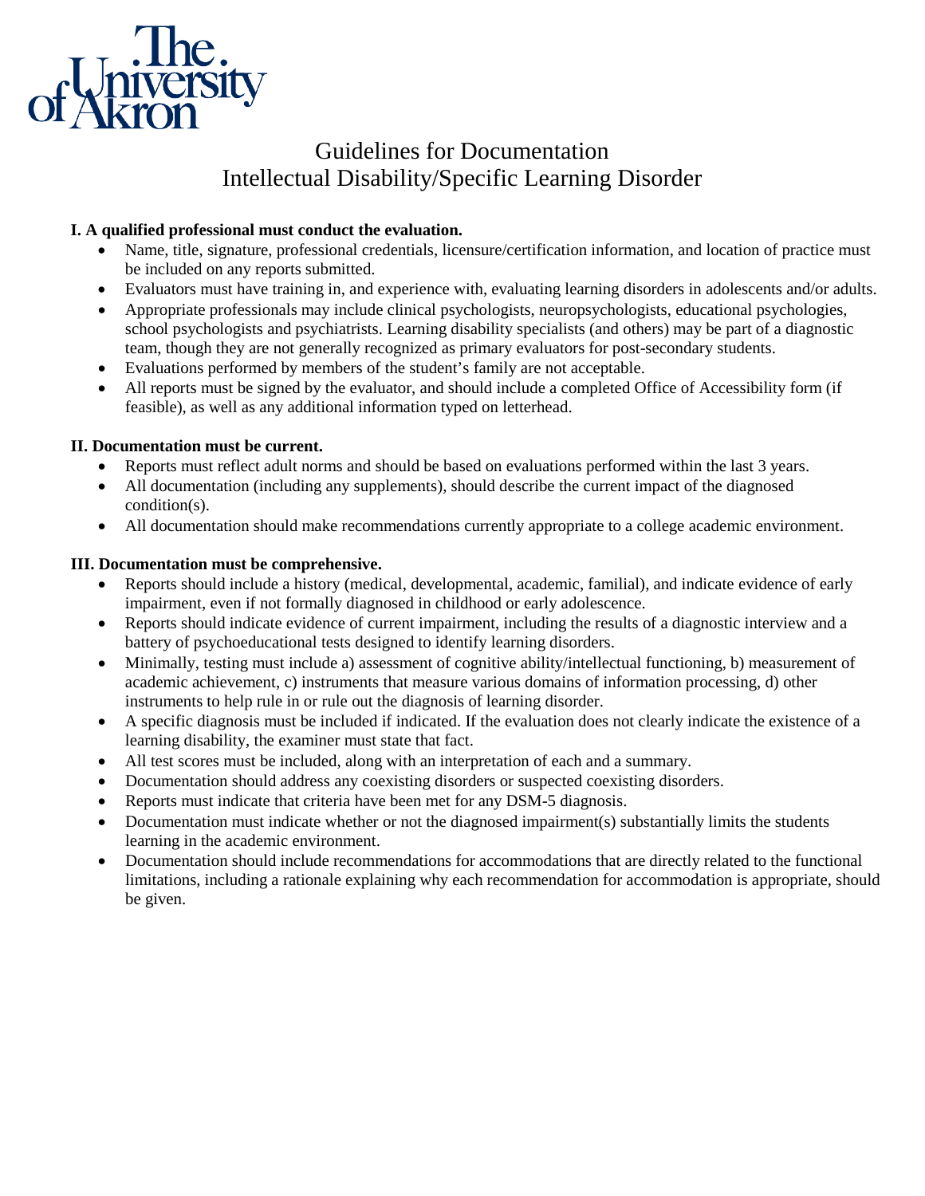The University of Akron

# Guidelines for Documentation
# Intellectual Disability/Specific Learning Disorder

**I. A qualified professional must conduct the evaluation.**

- Name, title, signature, professional credentials, licensure/certification information, and location of practice must be included on any reports submitted.
- Evaluators must have training in, and experience with, evaluating learning disorders in adolescents and/or adults.
- Appropriate professionals may include clinical psychologists, neuropsychologists, educational psychologies, school psychologists and psychiatrists. Learning disability specialists (and others) may be part of a diagnostic team, though they are not generally recognized as primary evaluators for post-secondary students.
- Evaluations performed by members of the student's family are not acceptable.
- All reports must be signed by the evaluator, and should include a completed Office of Accessibility form (if feasible), as well as any additional information typed on letterhead.

**II. Documentation must be current.**

- Reports must reflect adult norms and should be based on evaluations performed within the last 3 years.
- All documentation (including any supplements), should describe the current impact of the diagnosed condition(s).
- All documentation should make recommendations currently appropriate to a college academic environment.

**III. Documentation must be comprehensive.**

- Reports should include a history (medical, developmental, academic, familial), and indicate evidence of early impairment, even if not formally diagnosed in childhood or early adolescence.
- Reports should indicate evidence of current impairment, including the results of a diagnostic interview and a battery of psychoeducational tests designed to identify learning disorders.
- Minimally, testing must include a) assessment of cognitive ability/intellectual functioning, b) measurement of academic achievement, c) instruments that measure various domains of information processing, d) other instruments to help rule in or rule out the diagnosis of learning disorder.
- A specific diagnosis must be included if indicated. If the evaluation does not clearly indicate the existence of a learning disability, the examiner must state that fact.
- All test scores must be included, along with an interpretation of each and a summary.
- Documentation should address any coexisting disorders or suspected coexisting disorders.
- Reports must indicate that criteria have been met for any DSM-5 diagnosis.
- Documentation must indicate whether or not the diagnosed impairment(s) substantially limits the students learning in the academic environment.
- Documentation should include recommendations for accommodations that are directly related to the functional limitations, including a rationale explaining why each recommendation for accommodation is appropriate, should be given.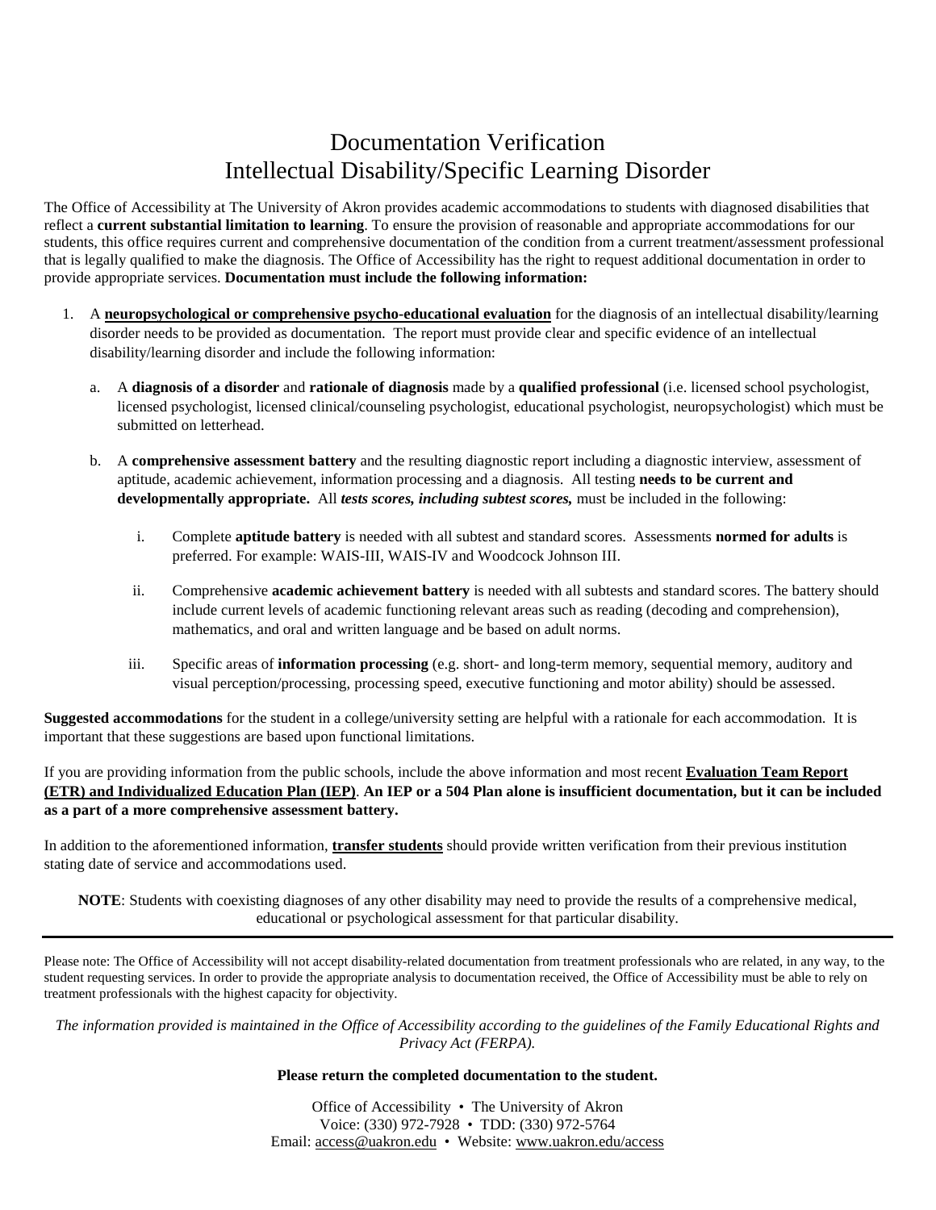# Documentation Verification
# Intellectual Disability/Specific Learning Disorder

The Office of Accessibility at The University of Akron provides academic accommodations to students with diagnosed disabilities that reflect a **current substantial limitation to learning**. To ensure the provision of reasonable and appropriate accommodations for our students, this office requires current and comprehensive documentation of the condition from a current treatment/assessment professional that is legally qualified to make the diagnosis. The Office of Accessibility has the right to request additional documentation in order to provide appropriate services. **Documentation must include the following information:**

1. A **<u>neuropsychological or comprehensive psycho-educational evaluation</u>** for the diagnosis of an intellectual disability/learning disorder needs to be provided as documentation. The report must provide clear and specific evidence of an intellectual disability/learning disorder and include the following information:

   a. A **diagnosis of a disorder** and **rationale of diagnosis** made by a **qualified professional** (i.e. licensed school psychologist, licensed psychologist, licensed clinical/counseling psychologist, educational psychologist, neuropsychologist) which must be submitted on letterhead.

   b. A **comprehensive assessment battery** and the resulting diagnostic report including a diagnostic interview, assessment of aptitude, academic achievement, information processing and a diagnosis. All testing **needs to be current and developmentally appropriate.** All ***tests scores, including subtest scores,*** must be included in the following:

      i. Complete **aptitude battery** is needed with all subtest and standard scores. Assessments **normed for adults** is preferred. For example: WAIS-III, WAIS-IV and Woodcock Johnson III.

      ii. Comprehensive **academic achievement battery** is needed with all subtests and standard scores. The battery should include current levels of academic functioning relevant areas such as reading (decoding and comprehension), mathematics, and oral and written language and be based on adult norms.

      iii. Specific areas of **information processing** (e.g. short- and long-term memory, sequential memory, auditory and visual perception/processing, processing speed, executive functioning and motor ability) should be assessed.

**Suggested accommodations** for the student in a college/university setting are helpful with a rationale for each accommodation. It is important that these suggestions are based upon functional limitations.

If you are providing information from the public schools, include the above information and most recent **<u>Evaluation Team Report (ETR) and Individualized Education Plan (IEP)</u>**. **An IEP or a 504 Plan alone is insufficient documentation, but it can be included as a part of a more comprehensive assessment battery.**

In addition to the aforementioned information, **<u>transfer students</u>** should provide written verification from their previous institution stating date of service and accommodations used.

**NOTE**: Students with coexisting diagnoses of any other disability may need to provide the results of a comprehensive medical, educational or psychological assessment for that particular disability.

---

Please note: The Office of Accessibility will not accept disability-related documentation from treatment professionals who are related, in any way, to the student requesting services. In order to provide the appropriate analysis to documentation received, the Office of Accessibility must be able to rely on treatment professionals with the highest capacity for objectivity.

*The information provided is maintained in the Office of Accessibility according to the guidelines of the Family Educational Rights and Privacy Act (FERPA).*

**Please return the completed documentation to the student.**

Office of Accessibility • The University of Akron
Voice: (330) 972-7928 • TDD: (330) 972-5764
Email: access@uakron.edu • Website: www.uakron.edu/access